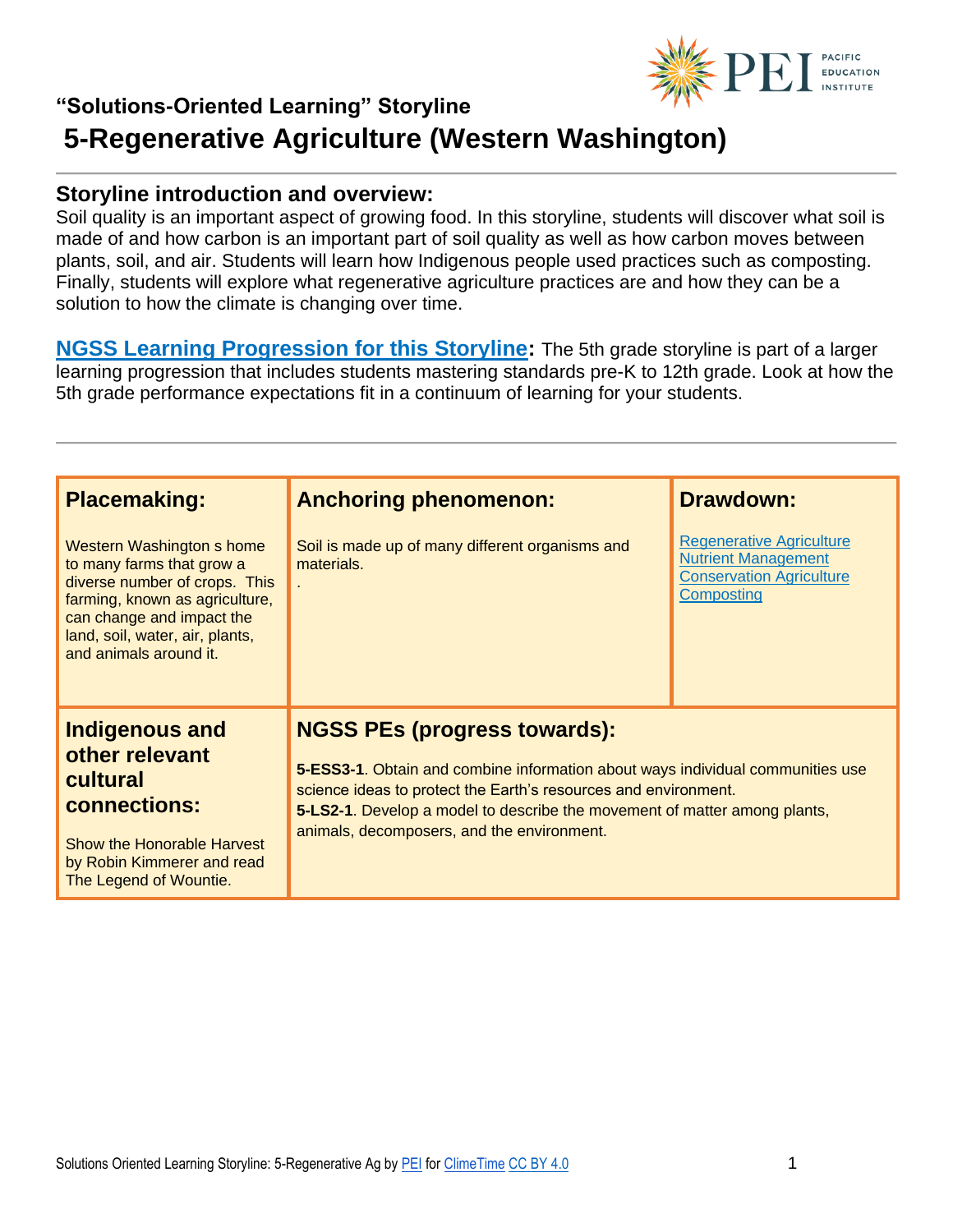## "Solutions-Oriented Learning" Storyline

# 5-Regenerative Agriculture (Western Washington)

## Storyline introduction and overview:

Soil quality is an important aspect of growing food. In this storyline, students will discover what soil is made of and how carbon is an important part of soil quality as well as how carbon moves between plants, soil, and air. Students will learn how Indigenous people used practices such as composting. Finally, students will explore what regenerative agriculture practices are and how they can be a solution to how the climate is changing over time.

**NGSS Learning Progression for this Storyline:** The 5th grade storyline is part of a larger learning progression that includes students mastering standards pre-K to 12th grade. Look at how the 5th grade performance expectations fit in a continuum of learning for your students.

| **Placemaking:** | **Anchoring phenomenon:** | **Drawdown:** |
|---|---|---|
| Western Washington s home to many farms that grow a diverse number of crops. This farming, known as agriculture, can change and impact the land, soil, water, air, plants, and animals around it. | Soil is made up of many different organisms and materials. . | Regenerative Agriculture<br>Nutrient Management<br>Conservation Agriculture<br>Composting |
| **Indigenous and other relevant cultural connections:**<br><br>Show the Honorable Harvest by Robin Kimmerer and read The Legend of Wountie. | **NGSS PEs (progress towards):**<br><br>**5-ESS3-1**. Obtain and combine information about ways individual communities use science ideas to protect the Earth's resources and environment.<br>**5-LS2-1**. Develop a model to describe the movement of matter among plants, animals, decomposers, and the environment. | |

Solutions Oriented Learning Storyline: 5-Regenerative Ag by PEI for ClimeTime CC BY 4.0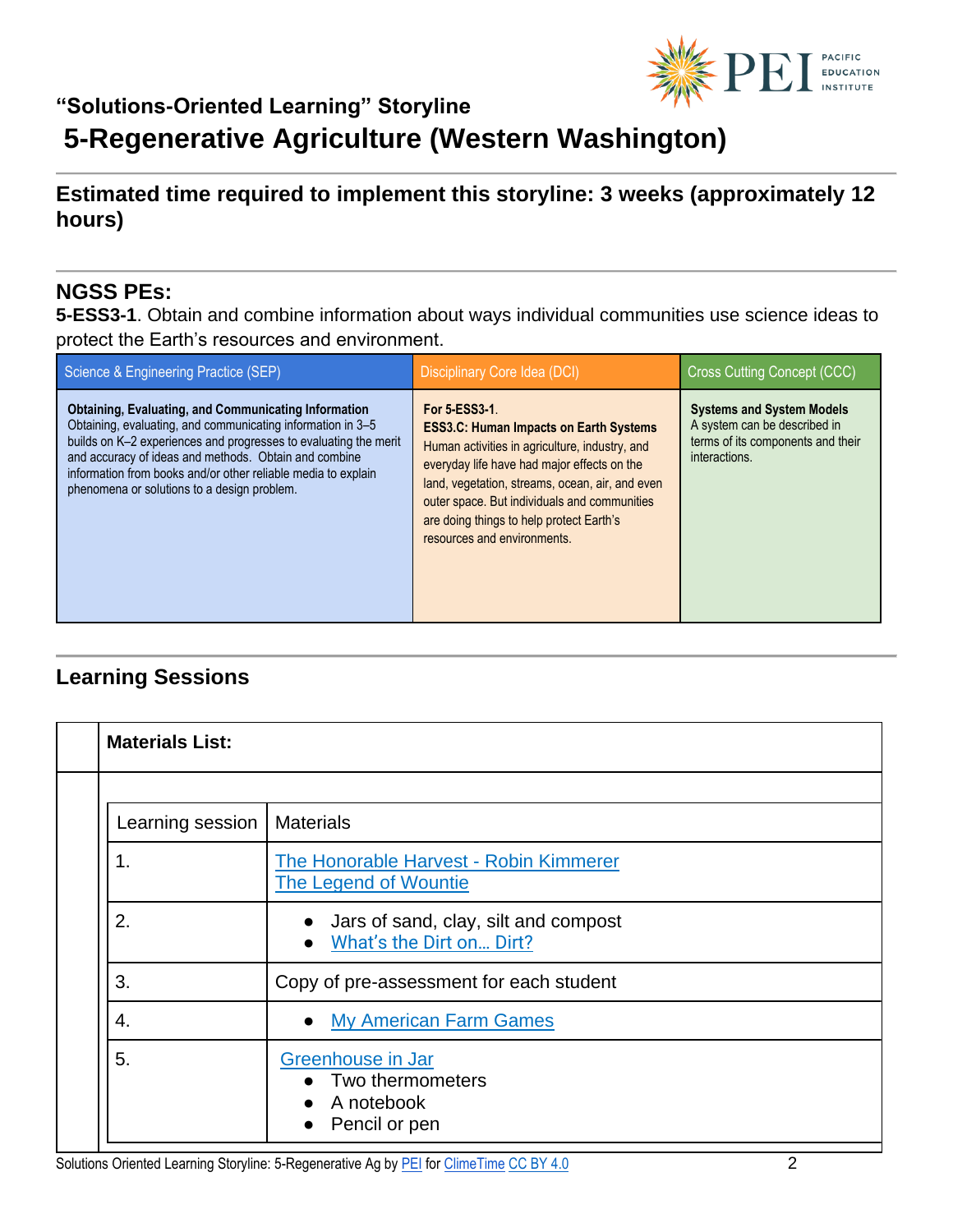“Solutions-Oriented Learning” Storyline

# 5-Regenerative Agriculture (Western Washington)

## Estimated time required to implement this storyline: 3 weeks (approximately 12 hours)

## NGSS PEs:

**5-ESS3-1**. Obtain and combine information about ways individual communities use science ideas to protect the Earth’s resources and environment.

| Science & Engineering Practice (SEP) | Disciplinary Core Idea (DCI) | Cross Cutting Concept (CCC) |
|---|---|---|
| **Obtaining, Evaluating, and Communicating Information** Obtaining, evaluating, and communicating information in 3–5 builds on K–2 experiences and progresses to evaluating the merit and accuracy of ideas and methods. Obtain and combine information from books and/or other reliable media to explain phenomena or solutions to a design problem. | **For 5-ESS3-1**. **ESS3.C: Human Impacts on Earth Systems** Human activities in agriculture, industry, and everyday life have had major effects on the land, vegetation, streams, ocean, air, and even outer space. But individuals and communities are doing things to help protect Earth’s resources and environments. | **Systems and System Models** A system can be described in terms of its components and their interactions. |

## Learning Sessions

**Materials List:**

| Learning session | Materials |
|---|---|
| 1. | The Honorable Harvest - Robin Kimmerer<br>The Legend of Wountie |
| 2. | • Jars of sand, clay, silt and compost<br>• What’s the Dirt on… Dirt? |
| 3. | Copy of pre-assessment for each student |
| 4. | • My American Farm Games |
| 5. | Greenhouse in Jar<br>• Two thermometers<br>• A notebook<br>• Pencil or pen |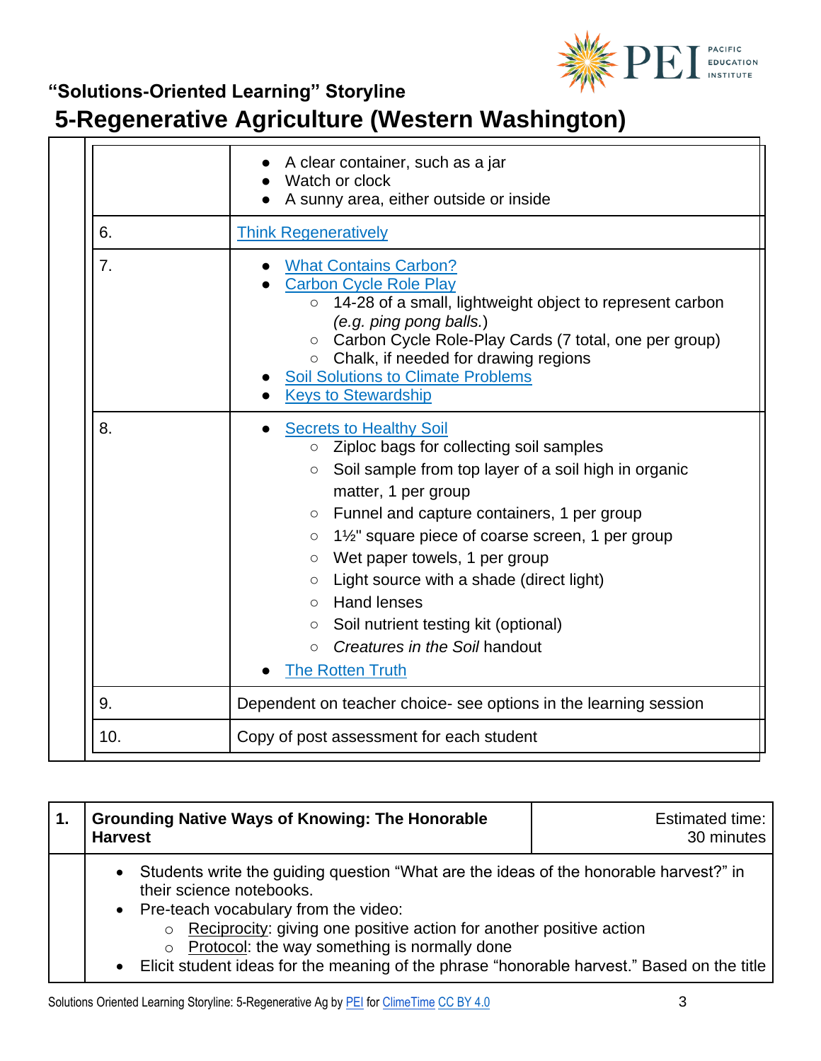# "Solutions-Oriented Learning" Storyline

# 5-Regenerative Agriculture (Western Washington)

| | |
|---|---|
| | • A clear container, such as a jar<br>• Watch or clock<br>• A sunny area, either outside or inside |
| 6. | Think Regeneratively |
| 7. | • What Contains Carbon?<br>• Carbon Cycle Role Play<br>  ○ 14-28 of a small, lightweight object to represent carbon *(e.g. ping pong balls.)*<br>  ○ Carbon Cycle Role-Play Cards (7 total, one per group)<br>  ○ Chalk, if needed for drawing regions<br>• Soil Solutions to Climate Problems<br>• Keys to Stewardship |
| 8. | • Secrets to Healthy Soil<br>  ○ Ziploc bags for collecting soil samples<br>  ○ Soil sample from top layer of a soil high in organic matter, 1 per group<br>  ○ Funnel and capture containers, 1 per group<br>  ○ 1½" square piece of coarse screen, 1 per group<br>  ○ Wet paper towels, 1 per group<br>  ○ Light source with a shade (direct light)<br>  ○ Hand lenses<br>  ○ Soil nutrient testing kit (optional)<br>  ○ *Creatures in the Soil* handout<br>• The Rotten Truth |
| 9. | Dependent on teacher choice- see options in the learning session |
| 10. | Copy of post assessment for each student |

| 1. | **Grounding Native Ways of Knowing: The Honorable Harvest** | Estimated time: 30 minutes |
|---|---|---|
| | • Students write the guiding question "What are the ideas of the honorable harvest?" in their science notebooks.<br>• Pre-teach vocabulary from the video:<br>  ○ Reciprocity: giving one positive action for another positive action<br>  ○ Protocol: the way something is normally done<br>• Elicit student ideas for the meaning of the phrase "honorable harvest." Based on the title | |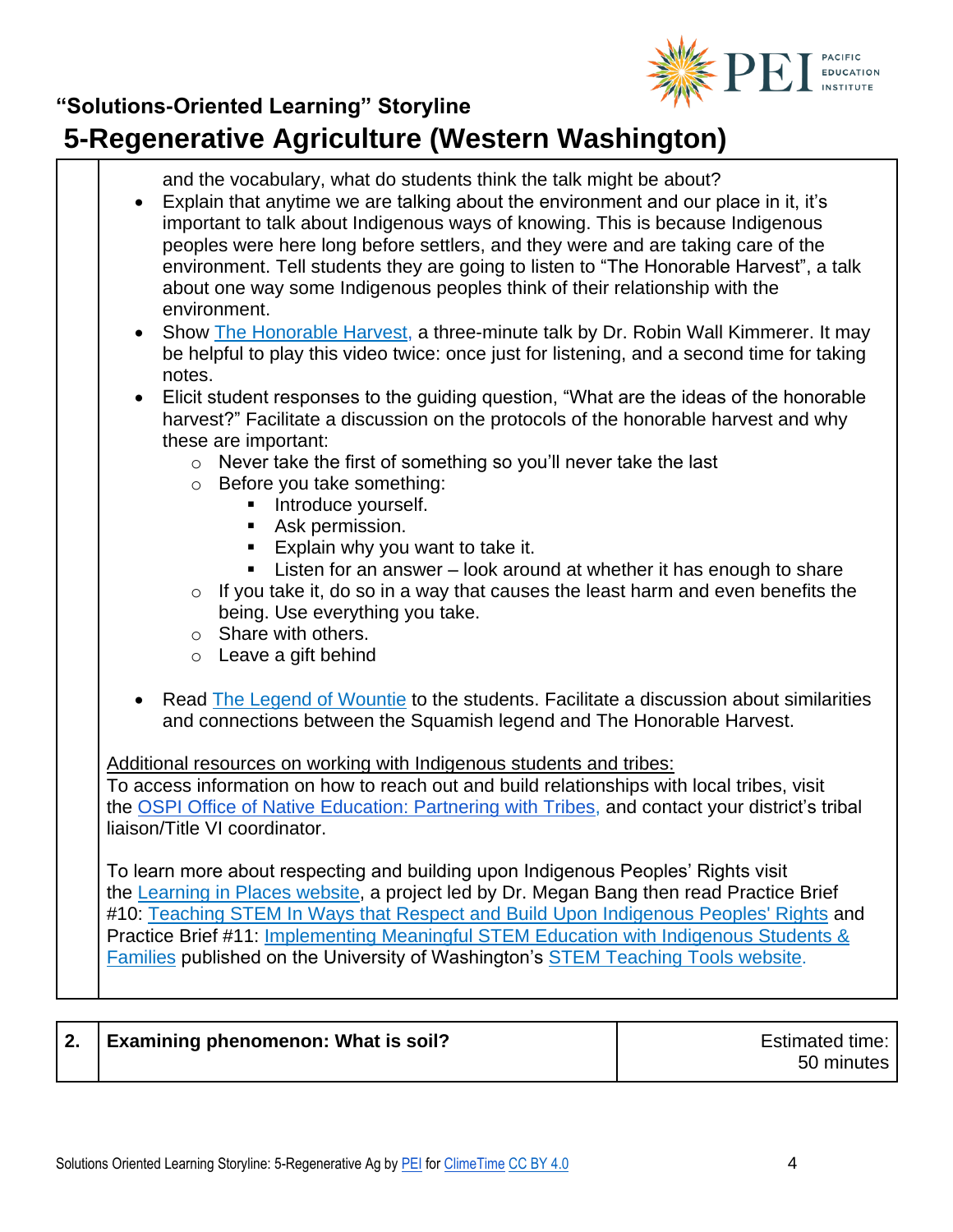and the vocabulary, what do students think the talk might be about?

- Explain that anytime we are talking about the environment and our place in it, it's important to talk about Indigenous ways of knowing. This is because Indigenous peoples were here long before settlers, and they were and are taking care of the environment. Tell students they are going to listen to "The Honorable Harvest", a talk about one way some Indigenous peoples think of their relationship with the environment.
- Show The Honorable Harvest, a three-minute talk by Dr. Robin Wall Kimmerer. It may be helpful to play this video twice: once just for listening, and a second time for taking notes.
- Elicit student responses to the guiding question, "What are the ideas of the honorable harvest?" Facilitate a discussion on the protocols of the honorable harvest and why these are important:
  - Never take the first of something so you'll never take the last
  - Before you take something:
    - Introduce yourself.
    - Ask permission.
    - Explain why you want to take it.
    - Listen for an answer – look around at whether it has enough to share
  - If you take it, do so in a way that causes the least harm and even benefits the being. Use everything you take.
  - Share with others.
  - Leave a gift behind

- Read The Legend of Wountie to the students. Facilitate a discussion about similarities and connections between the Squamish legend and The Honorable Harvest.

Additional resources on working with Indigenous students and tribes:
To access information on how to reach out and build relationships with local tribes, visit the OSPI Office of Native Education: Partnering with Tribes, and contact your district's tribal liaison/Title VI coordinator.

To learn more about respecting and building upon Indigenous Peoples' Rights visit the Learning in Places website, a project led by Dr. Megan Bang then read Practice Brief #10: Teaching STEM In Ways that Respect and Build Upon Indigenous Peoples' Rights and Practice Brief #11: Implementing Meaningful STEM Education with Indigenous Students & Families published on the University of Washington's STEM Teaching Tools website.

| 2. | **Examining phenomenon: What is soil?** | Estimated time: 50 minutes |
|---|---|---|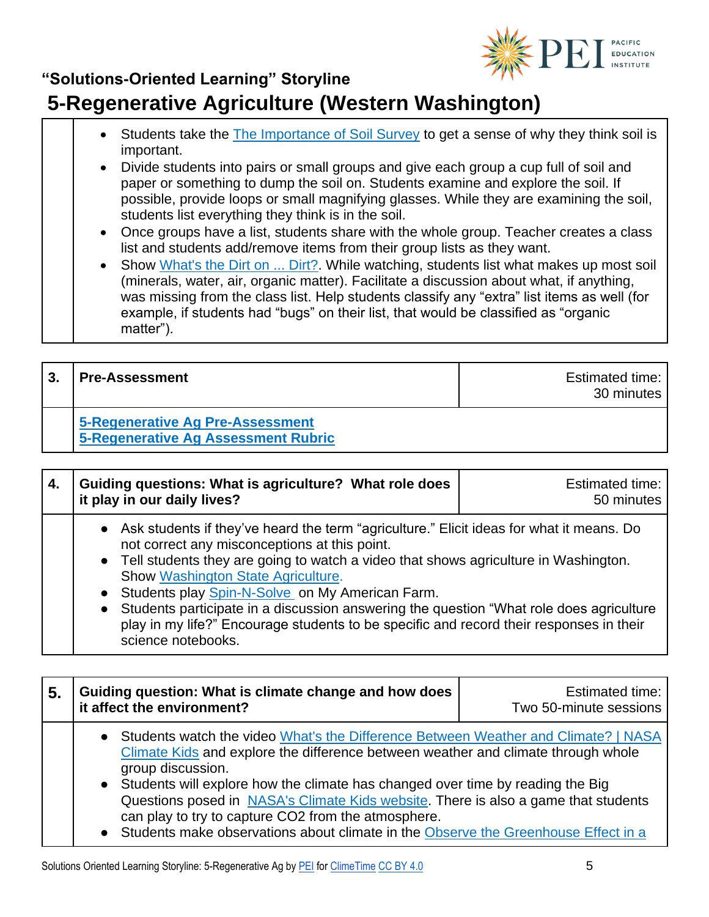- Students take the The Importance of Soil Survey to get a sense of why they think soil is important.
- Divide students into pairs or small groups and give each group a cup full of soil and paper or something to dump the soil on. Students examine and explore the soil. If possible, provide loops or small magnifying glasses. While they are examining the soil, students list everything they think is in the soil.
- Once groups have a list, students share with the whole group. Teacher creates a class list and students add/remove items from their group lists as they want.
- Show What's the Dirt on ... Dirt?. While watching, students list what makes up most soil (minerals, water, air, organic matter). Facilitate a discussion about what, if anything, was missing from the class list. Help students classify any "extra" list items as well (for example, if students had "bugs" on their list, that would be classified as "organic matter").

| 3. | **Pre-Assessment** | Estimated time: 30 minutes |
|---|---|---|
| | **5-Regenerative Ag Pre-Assessment**<br>**5-Regenerative Ag Assessment Rubric** | |

| 4. | **Guiding questions: What is agriculture? What role does it play in our daily lives?** | Estimated time: 50 minutes |
|---|---|---|
| | • Ask students if they've heard the term "agriculture." Elicit ideas for what it means. Do not correct any misconceptions at this point.<br>• Tell students they are going to watch a video that shows agriculture in Washington. Show Washington State Agriculture.<br>• Students play Spin-N-Solve on My American Farm.<br>• Students participate in a discussion answering the question "What role does agriculture play in my life?" Encourage students to be specific and record their responses in their science notebooks. | |

| 5. | **Guiding question: What is climate change and how does it affect the environment?** | Estimated time: Two 50-minute sessions |
|---|---|---|
| | • Students watch the video What's the Difference Between Weather and Climate? \| NASA Climate Kids and explore the difference between weather and climate through whole group discussion.<br>• Students will explore how the climate has changed over time by reading the Big Questions posed in NASA's Climate Kids website. There is also a game that students can play to try to capture CO2 from the atmosphere.<br>• Students make observations about climate in the Observe the Greenhouse Effect in a | |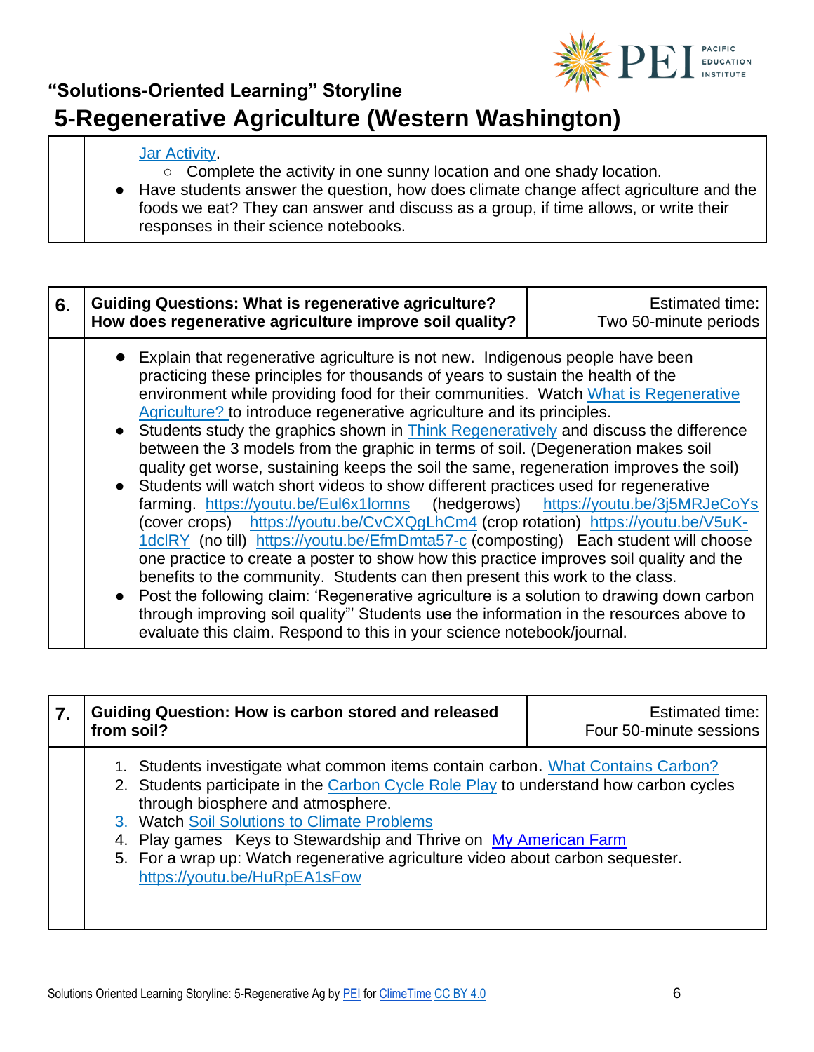Jar Activity.
- Complete the activity in one sunny location and one shady location.

- Have students answer the question, how does climate change affect agriculture and the foods we eat? They can answer and discuss as a group, if time allows, or write their responses in their science notebooks.

| 6. | Guiding Questions: What is regenerative agriculture? How does regenerative agriculture improve soil quality? | Estimated time: Two 50-minute periods |
|---|---|---|
| | • Explain that regenerative agriculture is not new. Indigenous people have been practicing these principles for thousands of years to sustain the health of the environment while providing food for their communities. Watch What is Regenerative Agriculture? to introduce regenerative agriculture and its principles.<br>• Students study the graphics shown in Think Regeneratively and discuss the difference between the 3 models from the graphic in terms of soil. (Degeneration makes soil quality get worse, sustaining keeps the soil the same, regeneration improves the soil)<br>• Students will watch short videos to show different practices used for regenerative farming. https://youtu.be/Eul6x1lomns (hedgerows) https://youtu.be/3j5MRJeCoYs (cover crops) https://youtu.be/CvCXQgLhCm4 (crop rotation) https://youtu.be/V5uK-1dclRY (no till) https://youtu.be/EfmDmta57-c (composting) Each student will choose one practice to create a poster to show how this practice improves soil quality and the benefits to the community. Students can then present this work to the class.<br>• Post the following claim: 'Regenerative agriculture is a solution to drawing down carbon through improving soil quality"' Students use the information in the resources above to evaluate this claim. Respond to this in your science notebook/journal. | |

| 7. | Guiding Question: How is carbon stored and released from soil? | Estimated time: Four 50-minute sessions |
|---|---|---|
| | 1. Students investigate what common items contain carbon. What Contains Carbon?<br>2. Students participate in the Carbon Cycle Role Play to understand how carbon cycles through biosphere and atmosphere.<br>3. Watch Soil Solutions to Climate Problems<br>4. Play games Keys to Stewardship and Thrive on My American Farm<br>5. For a wrap up: Watch regenerative agriculture video about carbon sequester. https://youtu.be/HuRpEA1sFow | |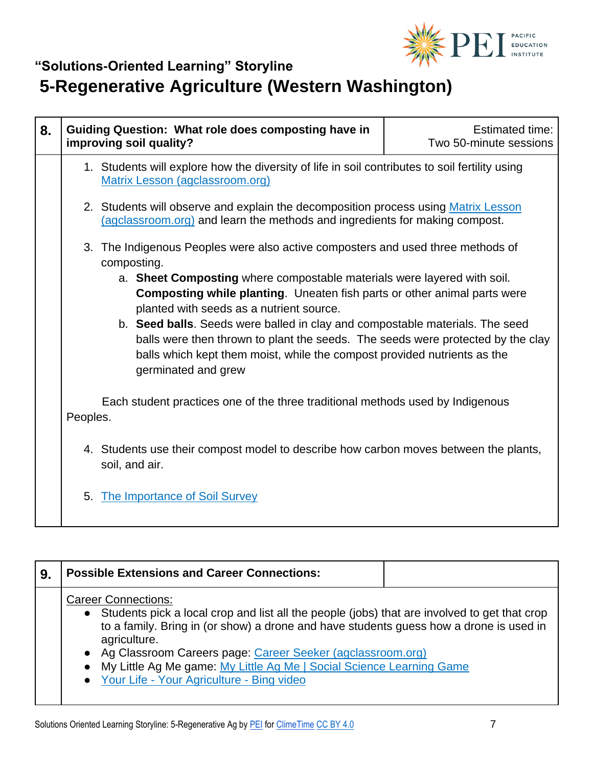## "Solutions-Oriented Learning" Storyline

# 5-Regenerative Agriculture (Western Washington)

| 8. | Guiding Question: What role does composting have in improving soil quality? | Estimated time: Two 50-minute sessions |
|---|---|---|

1. Students will explore how the diversity of life in soil contributes to soil fertility using [Matrix Lesson (agclassroom.org)]
2. Students will observe and explain the decomposition process using [Matrix Lesson (agclassroom.org)] and learn the methods and ingredients for making compost.
3. The Indigenous Peoples were also active composters and used three methods of composting.
   a. **Sheet Composting** where compostable materials were layered with soil. **Composting while planting**. Uneaten fish parts or other animal parts were planted with seeds as a nutrient source.
   b. **Seed balls**. Seeds were balled in clay and compostable materials. The seed balls were then thrown to plant the seeds. The seeds were protected by the clay balls which kept them moist, while the compost provided nutrients as the germinated and grew

Each student practices one of the three traditional methods used by Indigenous Peoples.

4. Students use their compost model to describe how carbon moves between the plants, soil, and air.
5. [The Importance of Soil Survey]

| 9. | Possible Extensions and Career Connections: | |
|---|---|---|

Career Connections:

- Students pick a local crop and list all the people (jobs) that are involved to get that crop to a family. Bring in (or show) a drone and have students guess how a drone is used in agriculture.
- Ag Classroom Careers page: [Career Seeker (agclassroom.org)]
- My Little Ag Me game: [My Little Ag Me | Social Science Learning Game]
- [Your Life - Your Agriculture - Bing video]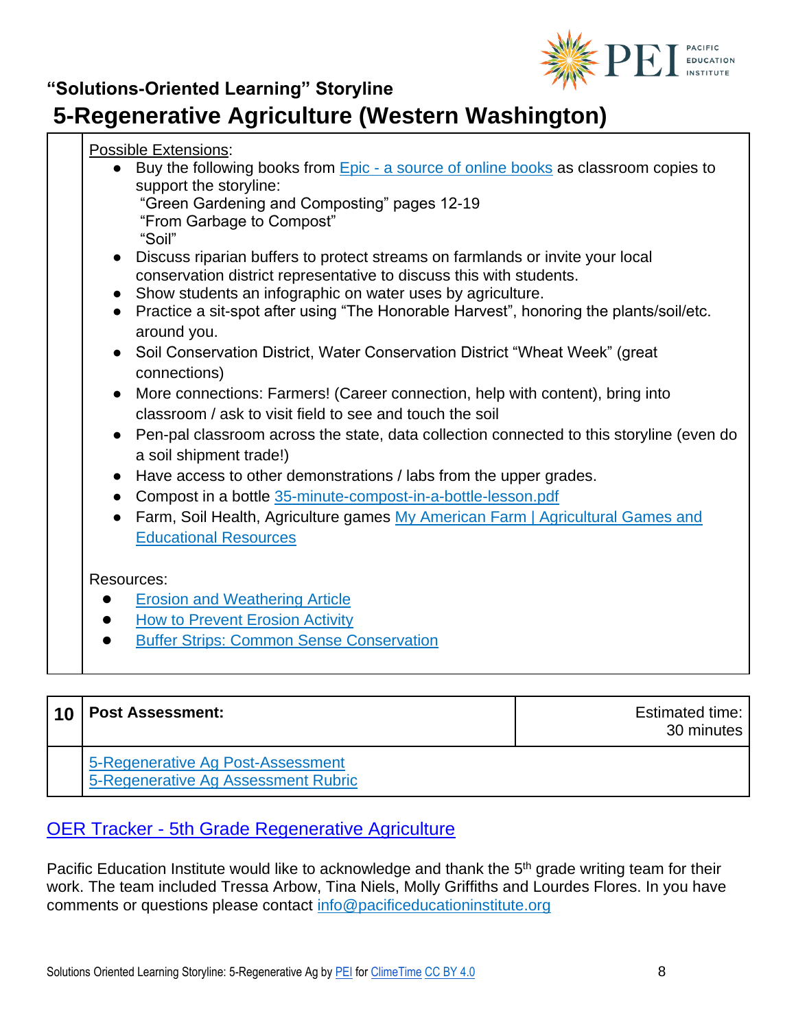## "Solutions-Oriented Learning" Storyline

# 5-Regenerative Agriculture (Western Washington)

Possible Extensions:

- Buy the following books from Epic - a source of online books as classroom copies to support the storyline:
  "Green Gardening and Composting" pages 12-19
  "From Garbage to Compost"
  "Soil"
- Discuss riparian buffers to protect streams on farmlands or invite your local conservation district representative to discuss this with students.
- Show students an infographic on water uses by agriculture.
- Practice a sit-spot after using "The Honorable Harvest", honoring the plants/soil/etc. around you.
- Soil Conservation District, Water Conservation District "Wheat Week" (great connections)
- More connections: Farmers! (Career connection, help with content), bring into classroom / ask to visit field to see and touch the soil
- Pen-pal classroom across the state, data collection connected to this storyline (even do a soil shipment trade!)
- Have access to other demonstrations / labs from the upper grades.
- Compost in a bottle 35-minute-compost-in-a-bottle-lesson.pdf
- Farm, Soil Health, Agriculture games My American Farm | Agricultural Games and Educational Resources

Resources:

- Erosion and Weathering Article
- How to Prevent Erosion Activity
- Buffer Strips: Common Sense Conservation

| 10 | Post Assessment: | Estimated time: 30 minutes |
|---|---|---|
| | 5-Regenerative Ag Post-Assessment<br>5-Regenerative Ag Assessment Rubric | |

OER Tracker - 5th Grade Regenerative Agriculture

Pacific Education Institute would like to acknowledge and thank the 5th grade writing team for their work. The team included Tressa Arbow, Tina Niels, Molly Griffiths and Lourdes Flores. In you have comments or questions please contact info@pacificeducationinstitute.org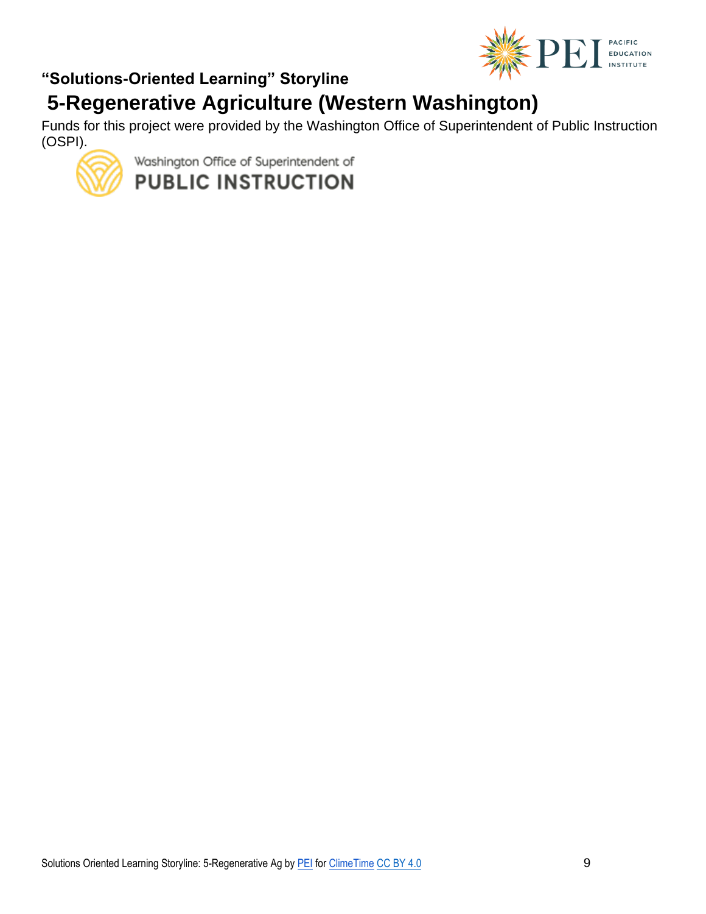### "Solutions-Oriented Learning" Storyline

## 5-Regenerative Agriculture (Western Washington)

Funds for this project were provided by the Washington Office of Superintendent of Public Instruction (OSPI).